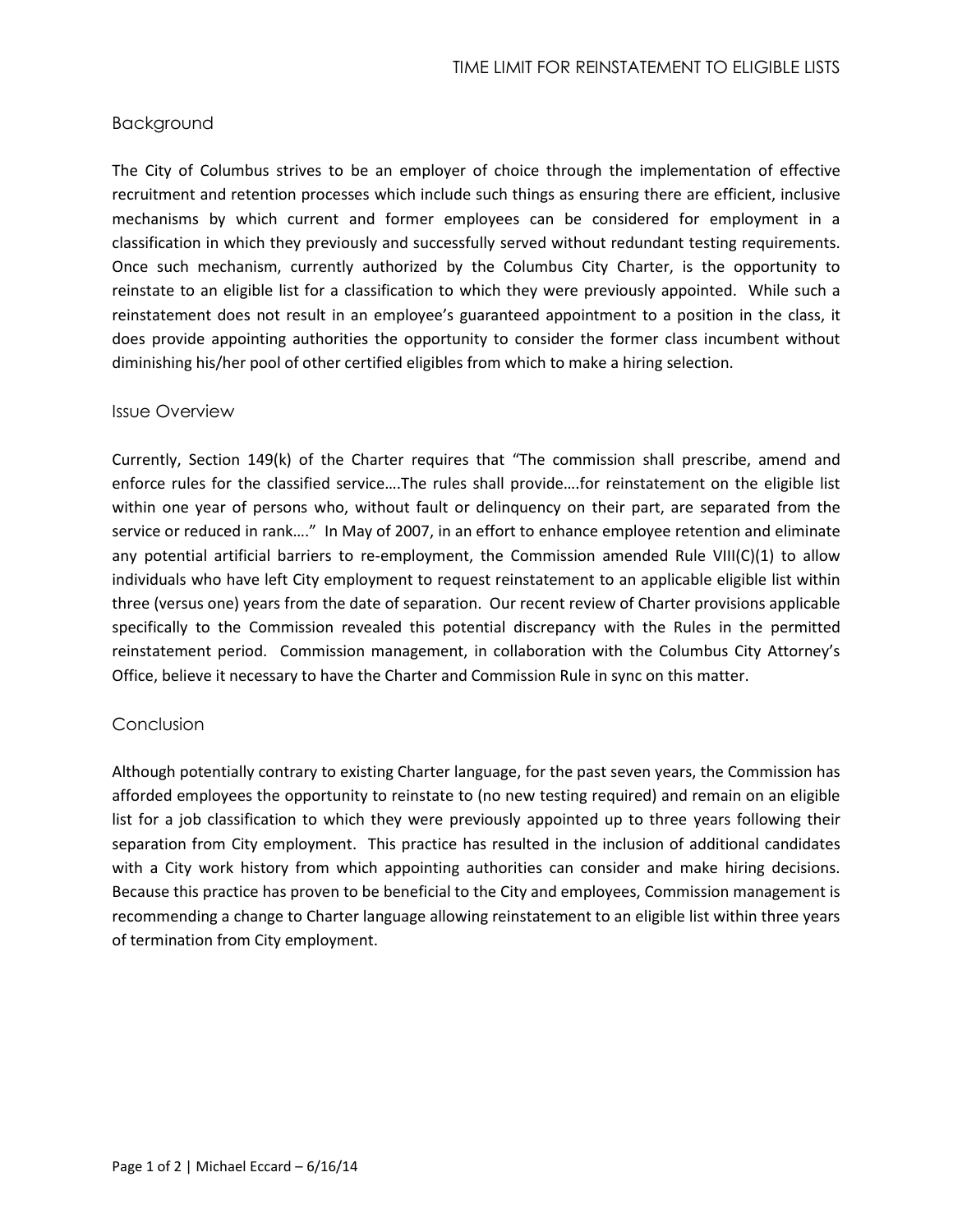# TIME LIMIT FOR REINSTATEMENT TO ELIGIBLE LISTS

## Background

The City of Columbus strives to be an employer of choice through the implementation of effective recruitment and retention processes which include such things as ensuring there are efficient, inclusive mechanisms by which current and former employees can be considered for employment in a classification in which they previously and successfully served without redundant testing requirements. Once such mechanism, currently authorized by the Columbus City Charter, is the opportunity to reinstate to an eligible list for a classification to which they were previously appointed. While such a reinstatement does not result in an employee's guaranteed appointment to a position in the class, it does provide appointing authorities the opportunity to consider the former class incumbent without diminishing his/her pool of other certified eligibles from which to make a hiring selection.

## Issue Overview

Currently, Section 149(k) of the Charter requires that "The commission shall prescribe, amend and enforce rules for the classified service….The rules shall provide….for reinstatement on the eligible list within one year of persons who, without fault or delinquency on their part, are separated from the service or reduced in rank…." In May of 2007, in an effort to enhance employee retention and eliminate any potential artificial barriers to re-employment, the Commission amended Rule VIII(C)(1) to allow individuals who have left City employment to request reinstatement to an applicable eligible list within three (versus one) years from the date of separation. Our recent review of Charter provisions applicable specifically to the Commission revealed this potential discrepancy with the Rules in the permitted reinstatement period. Commission management, in collaboration with the Columbus City Attorney's Office, believe it necessary to have the Charter and Commission Rule in sync on this matter.

## Conclusion

Although potentially contrary to existing Charter language, for the past seven years, the Commission has afforded employees the opportunity to reinstate to (no new testing required) and remain on an eligible list for a job classification to which they were previously appointed up to three years following their separation from City employment. This practice has resulted in the inclusion of additional candidates with a City work history from which appointing authorities can consider and make hiring decisions. Because this practice has proven to be beneficial to the City and employees, Commission management is recommending a change to Charter language allowing reinstatement to an eligible list within three years of termination from City employment.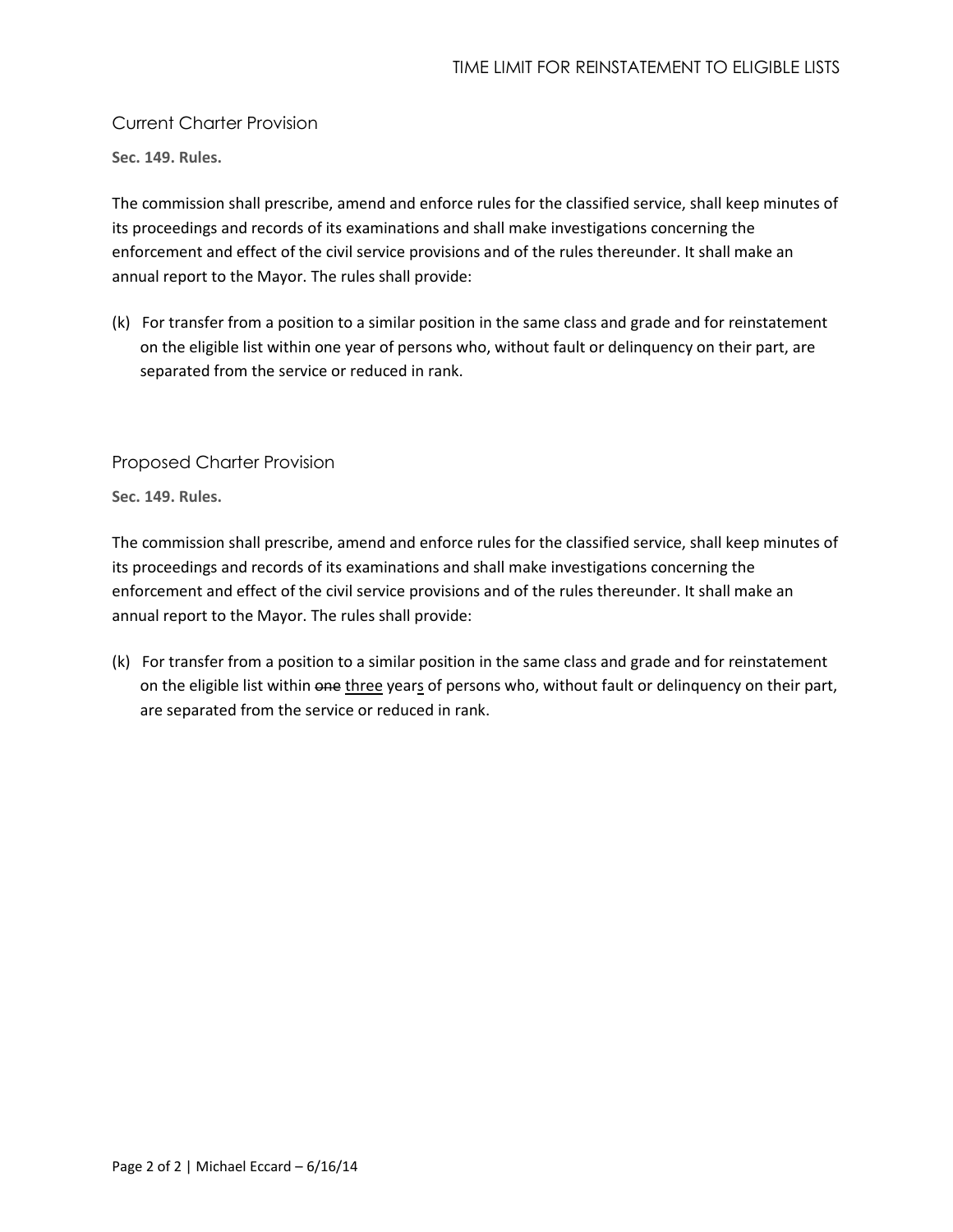## Current Charter Provision

**Sec. 149. Rules.**

The commission shall prescribe, amend and enforce rules for the classified service, shall keep minutes of its proceedings and records of its examinations and shall make investigations concerning the enforcement and effect of the civil service provisions and of the rules thereunder. It shall make an annual report to the Mayor. The rules shall provide:

(k) For transfer from a position to a similar position in the same class and grade and for reinstatement on the eligible list within one year of persons who, without fault or delinquency on their part, are separated from the service or reduced in rank.

## Proposed Charter Provision

**Sec. 149. Rules.**

The commission shall prescribe, amend and enforce rules for the classified service, shall keep minutes of its proceedings and records of its examinations and shall make investigations concerning the enforcement and effect of the civil service provisions and of the rules thereunder. It shall make an annual report to the Mayor. The rules shall provide:

(k) For transfer from a position to a similar position in the same class and grade and for reinstatement on the eligible list within ~~one~~ <u>three</u> year<u>s</u> of persons who, without fault or delinquency on their part, are separated from the service or reduced in rank.